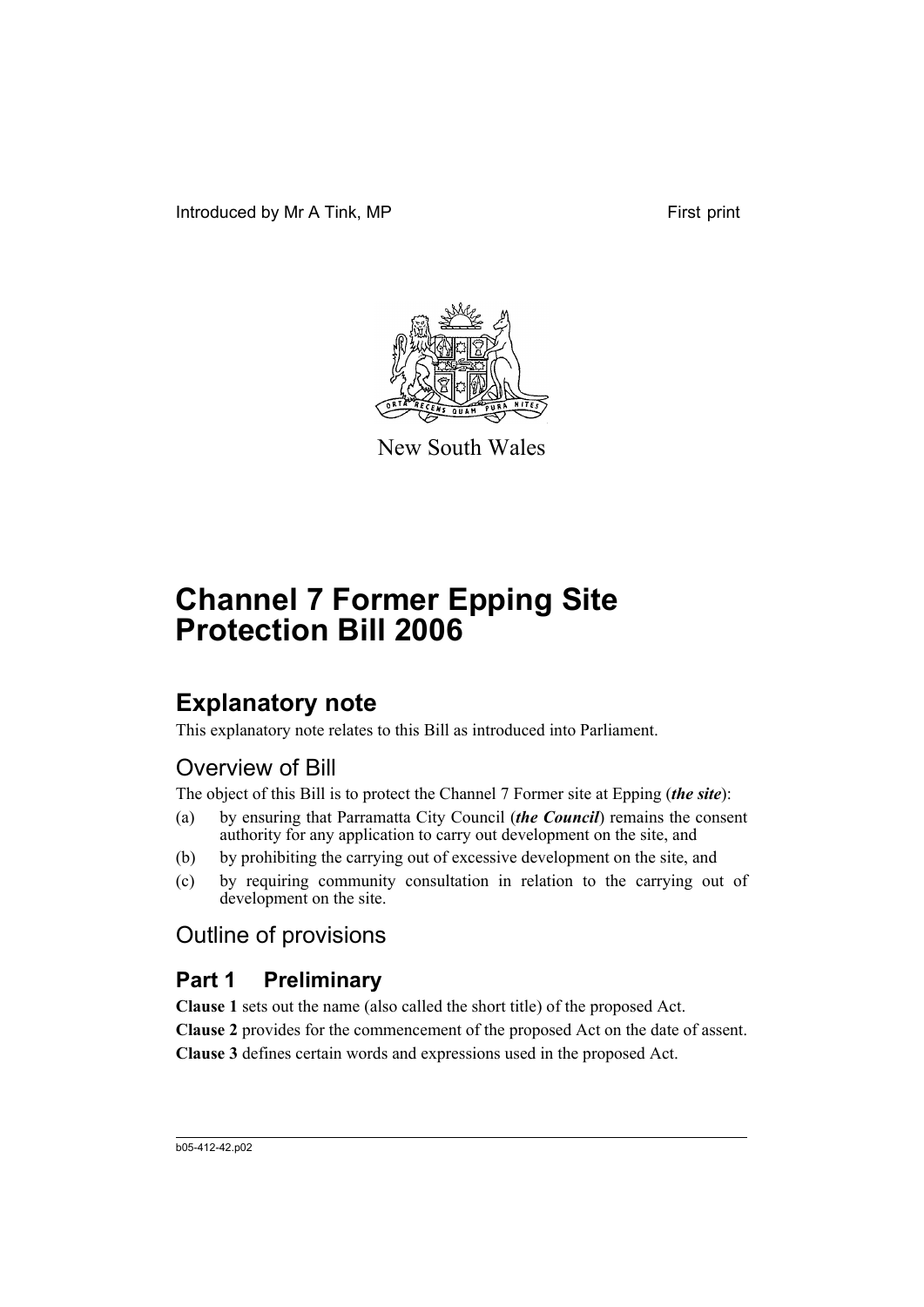Introduced by Mr A Tink, MP First print

New South Wales

# Channel 7 Former Epping Site Protection Bill 2006

## Explanatory note

This explanatory note relates to this Bill as introduced into Parliament.

### Overview of Bill

The object of this Bill is to protect the Channel 7 Former site at Epping (***the site***):

(a) by ensuring that Parramatta City Council (***the Council***) remains the consent authority for any application to carry out development on the site, and

(b) by prohibiting the carrying out of excessive development on the site, and

(c) by requiring community consultation in relation to the carrying out of development on the site.

### Outline of provisions

### Part 1 Preliminary

**Clause 1** sets out the name (also called the short title) of the proposed Act.

**Clause 2** provides for the commencement of the proposed Act on the date of assent.

**Clause 3** defines certain words and expressions used in the proposed Act.

b05-412-42.p02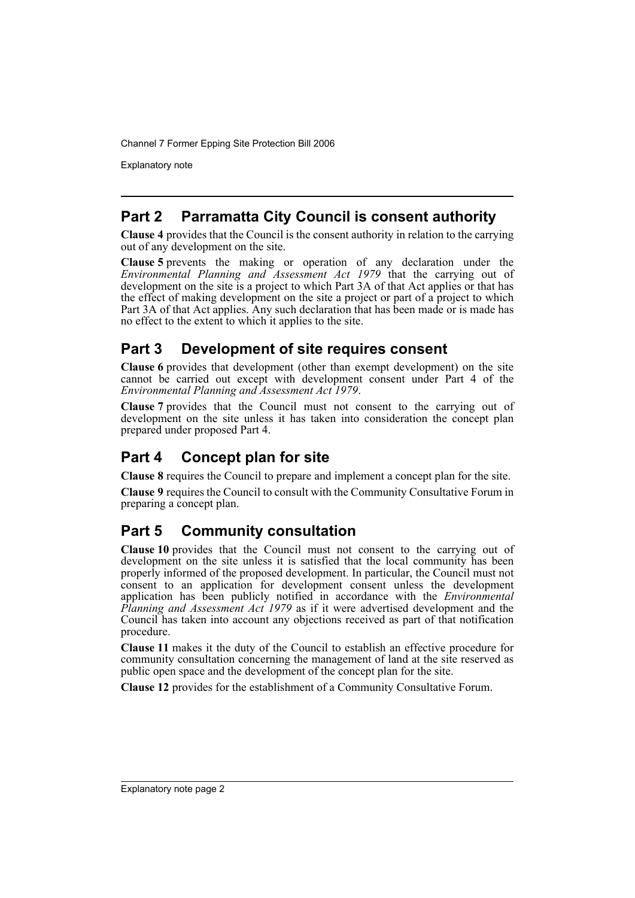## Part 2 Parramatta City Council is consent authority

**Clause 4** provides that the Council is the consent authority in relation to the carrying out of any development on the site.

**Clause 5** prevents the making or operation of any declaration under the *Environmental Planning and Assessment Act 1979* that the carrying out of development on the site is a project to which Part 3A of that Act applies or that has the effect of making development on the site a project or part of a project to which Part 3A of that Act applies. Any such declaration that has been made or is made has no effect to the extent to which it applies to the site.

## Part 3 Development of site requires consent

**Clause 6** provides that development (other than exempt development) on the site cannot be carried out except with development consent under Part 4 of the *Environmental Planning and Assessment Act 1979*.

**Clause 7** provides that the Council must not consent to the carrying out of development on the site unless it has taken into consideration the concept plan prepared under proposed Part 4.

## Part 4 Concept plan for site

**Clause 8** requires the Council to prepare and implement a concept plan for the site.

**Clause 9** requires the Council to consult with the Community Consultative Forum in preparing a concept plan.

## Part 5 Community consultation

**Clause 10** provides that the Council must not consent to the carrying out of development on the site unless it is satisfied that the local community has been properly informed of the proposed development. In particular, the Council must not consent to an application for development consent unless the development application has been publicly notified in accordance with the *Environmental Planning and Assessment Act 1979* as if it were advertised development and the Council has taken into account any objections received as part of that notification procedure.

**Clause 11** makes it the duty of the Council to establish an effective procedure for community consultation concerning the management of land at the site reserved as public open space and the development of the concept plan for the site.

**Clause 12** provides for the establishment of a Community Consultative Forum.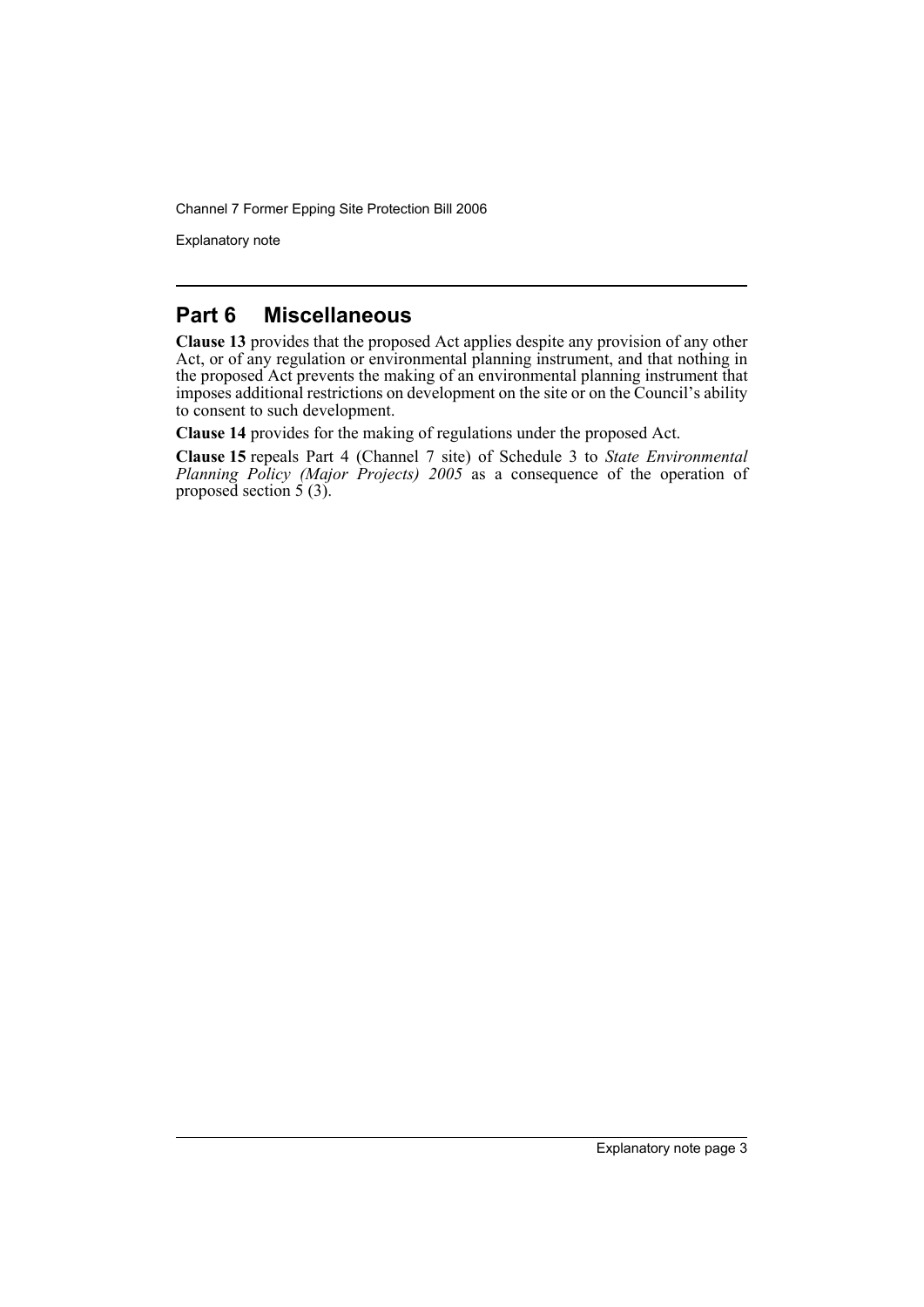## Part 6 Miscellaneous

**Clause 13** provides that the proposed Act applies despite any provision of any other Act, or of any regulation or environmental planning instrument, and that nothing in the proposed Act prevents the making of an environmental planning instrument that imposes additional restrictions on development on the site or on the Council's ability to consent to such development.

**Clause 14** provides for the making of regulations under the proposed Act.

**Clause 15** repeals Part 4 (Channel 7 site) of Schedule 3 to *State Environmental Planning Policy (Major Projects) 2005* as a consequence of the operation of proposed section 5 (3).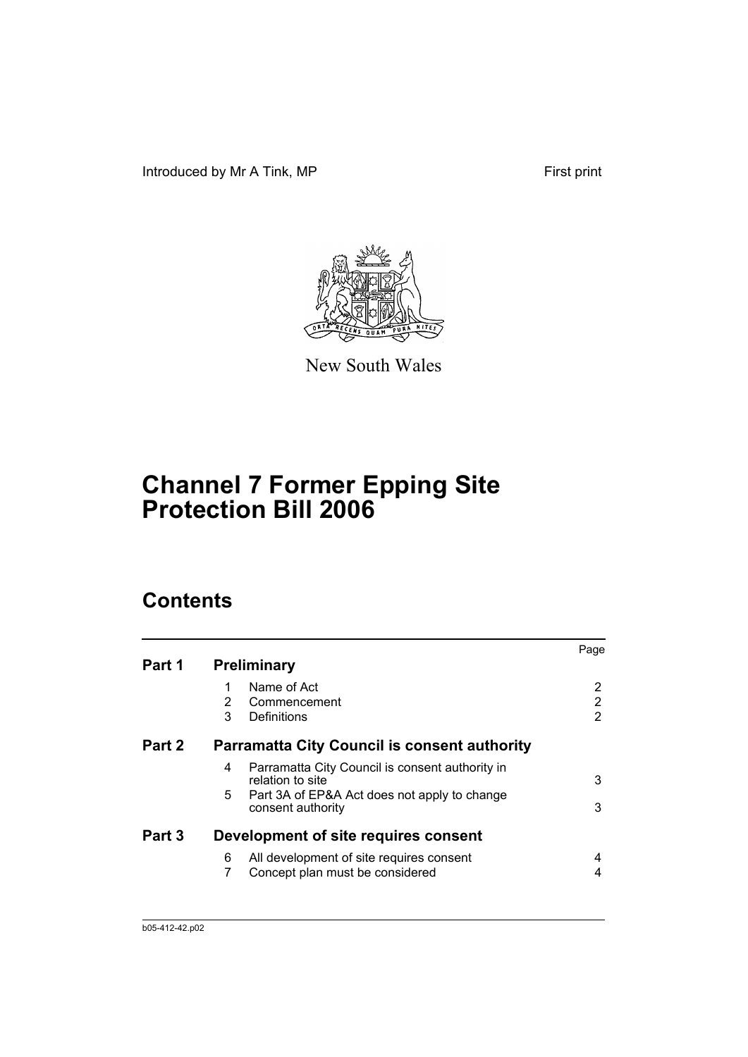Introduced by Mr A Tink, MP First print

New South Wales

# Channel 7 Former Epping Site Protection Bill 2006

## Contents

| | | | Page |
|---|---|---|---|
| **Part 1** | **Preliminary** | | |
| | 1 | Name of Act | 2 |
| | 2 | Commencement | 2 |
| | 3 | Definitions | 2 |
| **Part 2** | **Parramatta City Council is consent authority** | | |
| | 4 | Parramatta City Council is consent authority in relation to site | 3 |
| | 5 | Part 3A of EP&A Act does not apply to change consent authority | 3 |
| **Part 3** | **Development of site requires consent** | | |
| | 6 | All development of site requires consent | 4 |
| | 7 | Concept plan must be considered | 4 |

b05-412-42.p02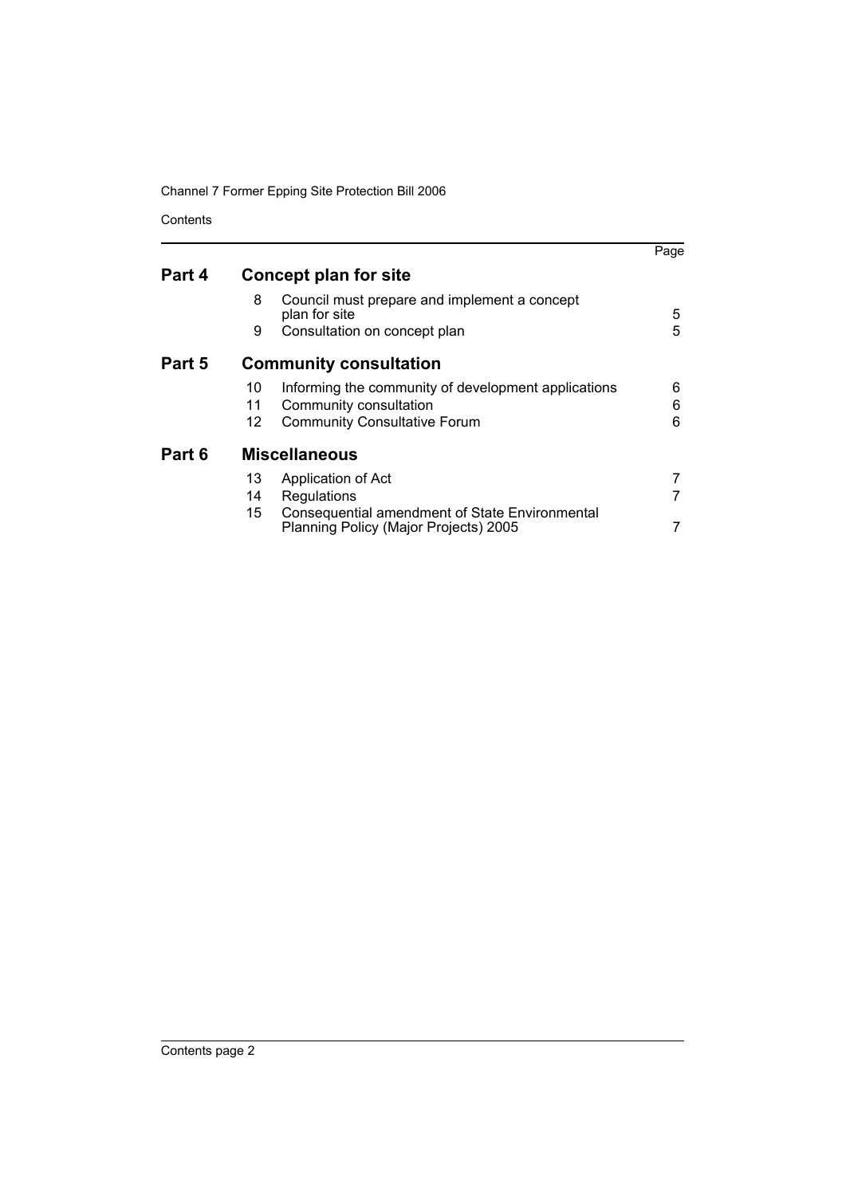| | | | Page |
|---|---|---|---|
| **Part 4** | **Concept plan for site** | | |
| | 8 | Council must prepare and implement a concept plan for site | 5 |
| | 9 | Consultation on concept plan | 5 |
| **Part 5** | **Community consultation** | | |
| | 10 | Informing the community of development applications | 6 |
| | 11 | Community consultation | 6 |
| | 12 | Community Consultative Forum | 6 |
| **Part 6** | **Miscellaneous** | | |
| | 13 | Application of Act | 7 |
| | 14 | Regulations | 7 |
| | 15 | Consequential amendment of State Environmental Planning Policy (Major Projects) 2005 | 7 |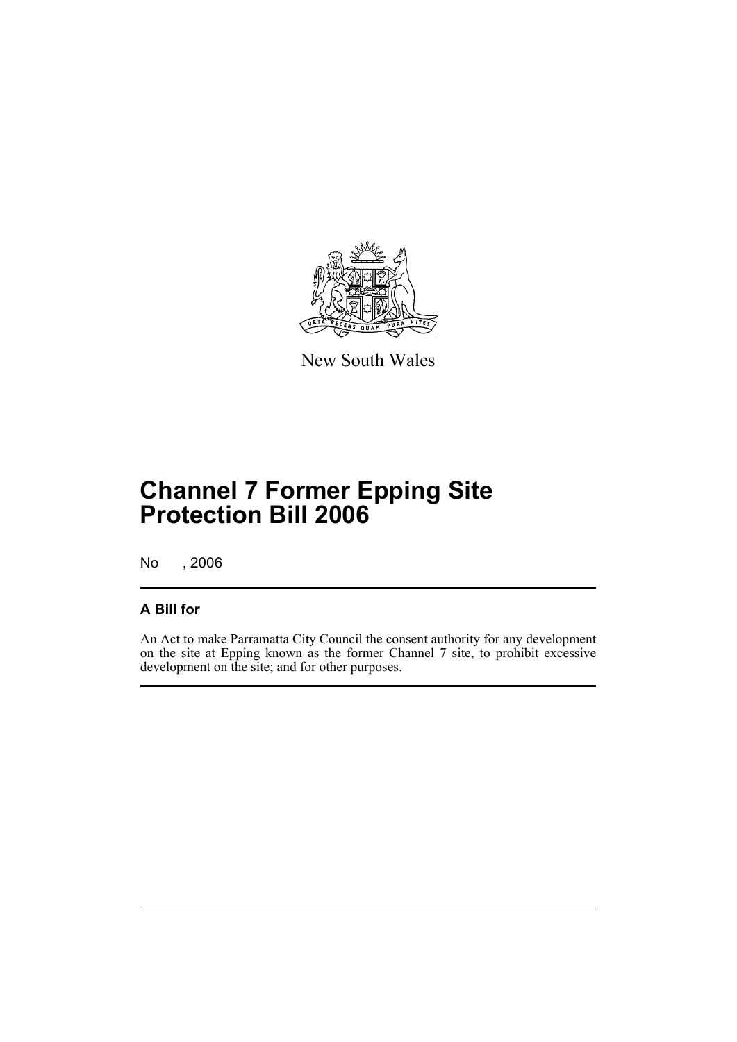New South Wales

# Channel 7 Former Epping Site Protection Bill 2006

No , 2006

## A Bill for

An Act to make Parramatta City Council the consent authority for any development on the site at Epping known as the former Channel 7 site, to prohibit excessive development on the site; and for other purposes.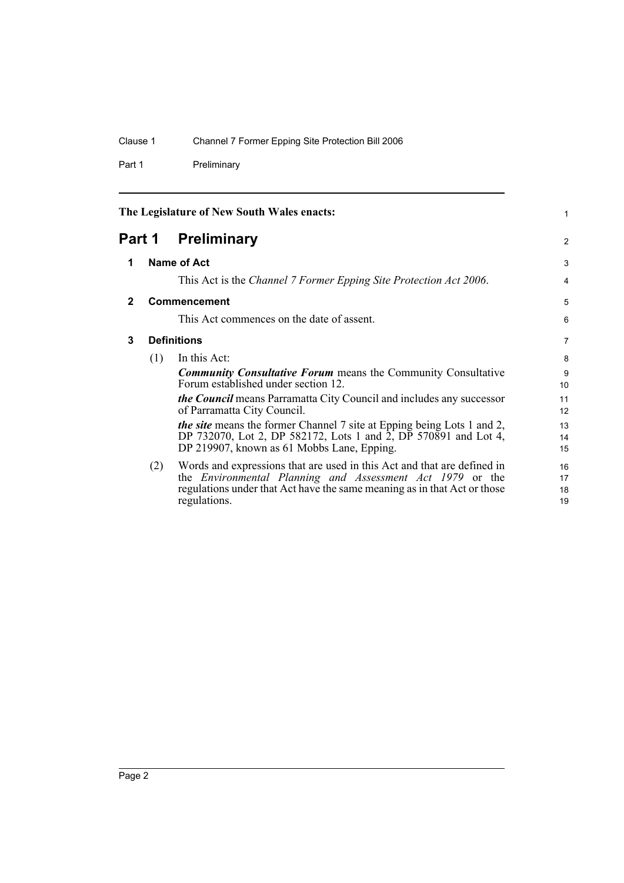The Legislature of New South Wales enacts:

# Part 1 Preliminary

## 1 Name of Act

This Act is the *Channel 7 Former Epping Site Protection Act 2006*.

## 2 Commencement

This Act commences on the date of assent.

## 3 Definitions

(1) In this Act:

***Community Consultative Forum*** means the Community Consultative Forum established under section 12.

***the Council*** means Parramatta City Council and includes any successor of Parramatta City Council.

***the site*** means the former Channel 7 site at Epping being Lots 1 and 2, DP 732070, Lot 2, DP 582172, Lots 1 and 2, DP 570891 and Lot 4, DP 219907, known as 61 Mobbs Lane, Epping.

(2) Words and expressions that are used in this Act and that are defined in the *Environmental Planning and Assessment Act 1979* or the regulations under that Act have the same meaning as in that Act or those regulations.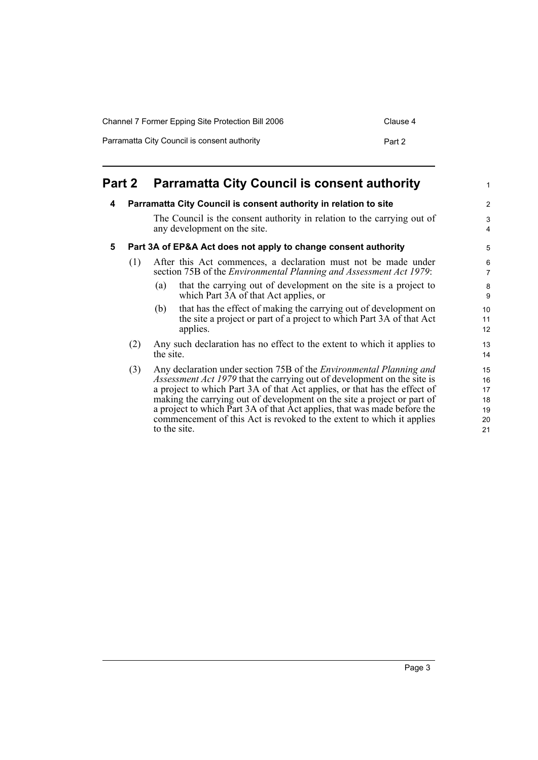## Part 2 Parramatta City Council is consent authority

### 4 Parramatta City Council is consent authority in relation to site

The Council is the consent authority in relation to the carrying out of any development on the site.

### 5 Part 3A of EP&A Act does not apply to change consent authority

(1) After this Act commences, a declaration must not be made under section 75B of the *Environmental Planning and Assessment Act 1979*:

- (a) that the carrying out of development on the site is a project to which Part 3A of that Act applies, or
- (b) that has the effect of making the carrying out of development on the site a project or part of a project to which Part 3A of that Act applies.

(2) Any such declaration has no effect to the extent to which it applies to the site.

(3) Any declaration under section 75B of the *Environmental Planning and Assessment Act 1979* that the carrying out of development on the site is a project to which Part 3A of that Act applies, or that has the effect of making the carrying out of development on the site a project or part of a project to which Part 3A of that Act applies, that was made before the commencement of this Act is revoked to the extent to which it applies to the site.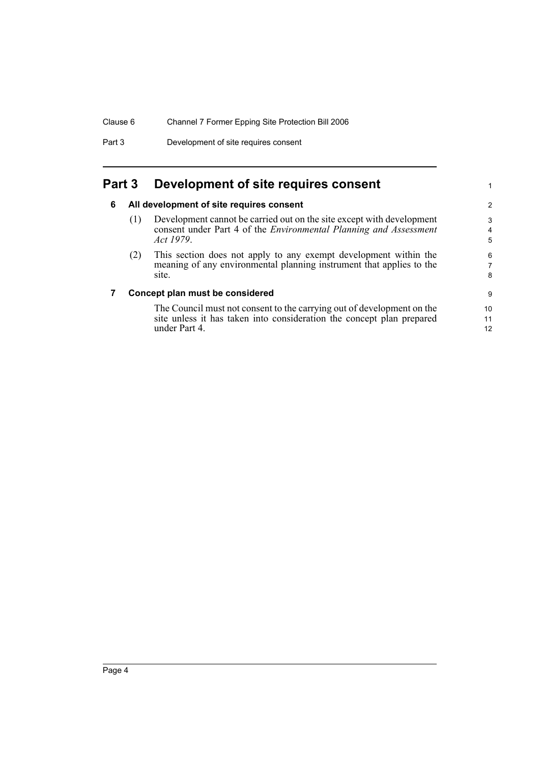## Part 3 Development of site requires consent

### 6 All development of site requires consent

(1) Development cannot be carried out on the site except with development consent under Part 4 of the *Environmental Planning and Assessment Act 1979*.

(2) This section does not apply to any exempt development within the meaning of any environmental planning instrument that applies to the site.

### 7 Concept plan must be considered

The Council must not consent to the carrying out of development on the site unless it has taken into consideration the concept plan prepared under Part 4.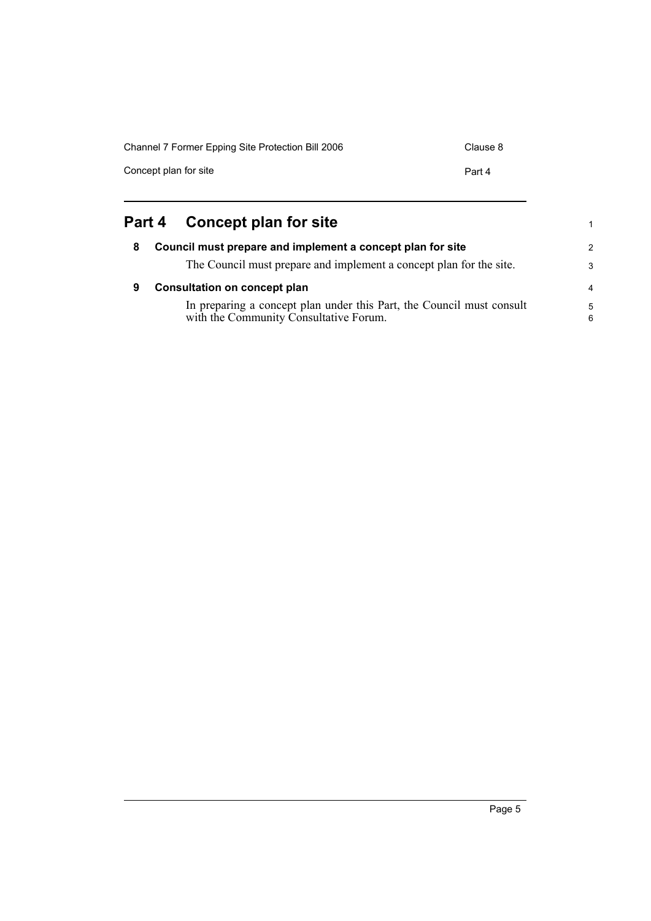# Part 4 Concept plan for site

## 8 Council must prepare and implement a concept plan for site

The Council must prepare and implement a concept plan for the site.

## 9 Consultation on concept plan

In preparing a concept plan under this Part, the Council must consult with the Community Consultative Forum.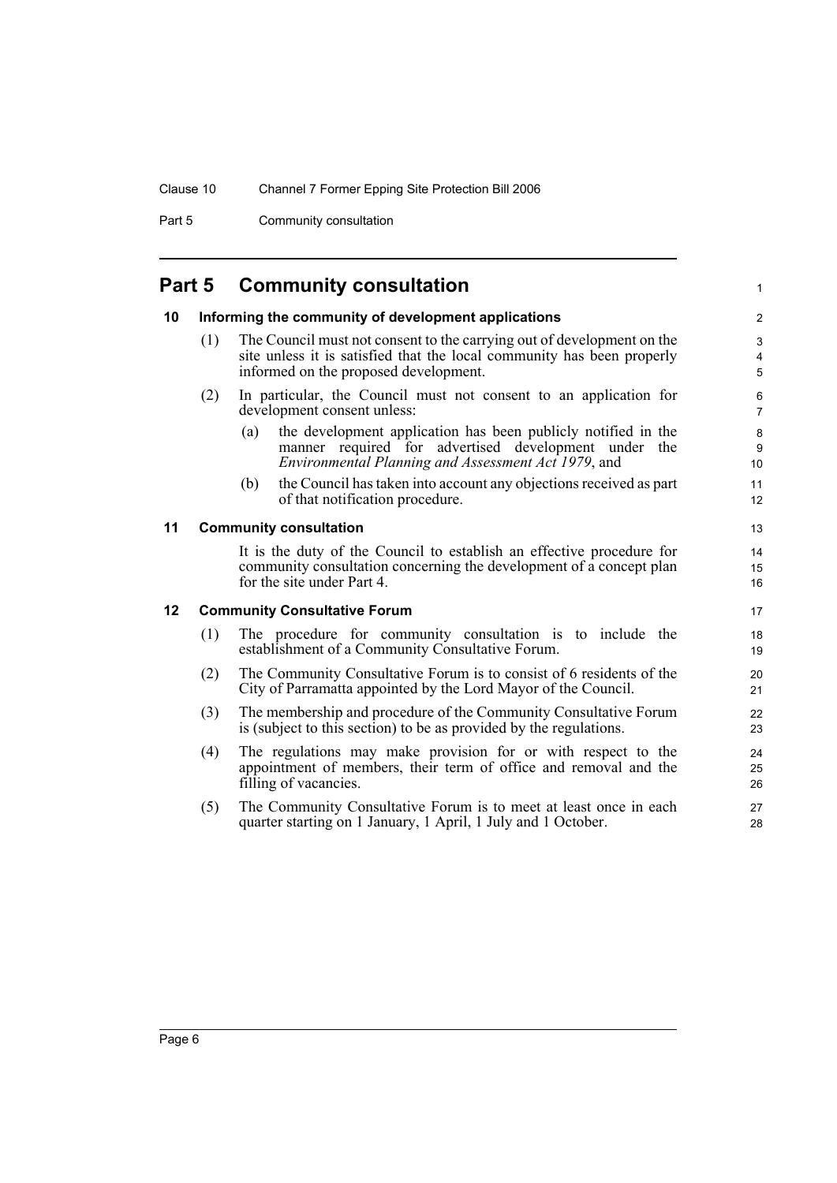## Part 5 Community consultation

### 10 Informing the community of development applications

(1) The Council must not consent to the carrying out of development on the site unless it is satisfied that the local community has been properly informed on the proposed development.

(2) In particular, the Council must not consent to an application for development consent unless:

(a) the development application has been publicly notified in the manner required for advertised development under the *Environmental Planning and Assessment Act 1979*, and

(b) the Council has taken into account any objections received as part of that notification procedure.

### 11 Community consultation

It is the duty of the Council to establish an effective procedure for community consultation concerning the development of a concept plan for the site under Part 4.

### 12 Community Consultative Forum

(1) The procedure for community consultation is to include the establishment of a Community Consultative Forum.

(2) The Community Consultative Forum is to consist of 6 residents of the City of Parramatta appointed by the Lord Mayor of the Council.

(3) The membership and procedure of the Community Consultative Forum is (subject to this section) to be as provided by the regulations.

(4) The regulations may make provision for or with respect to the appointment of members, their term of office and removal and the filling of vacancies.

(5) The Community Consultative Forum is to meet at least once in each quarter starting on 1 January, 1 April, 1 July and 1 October.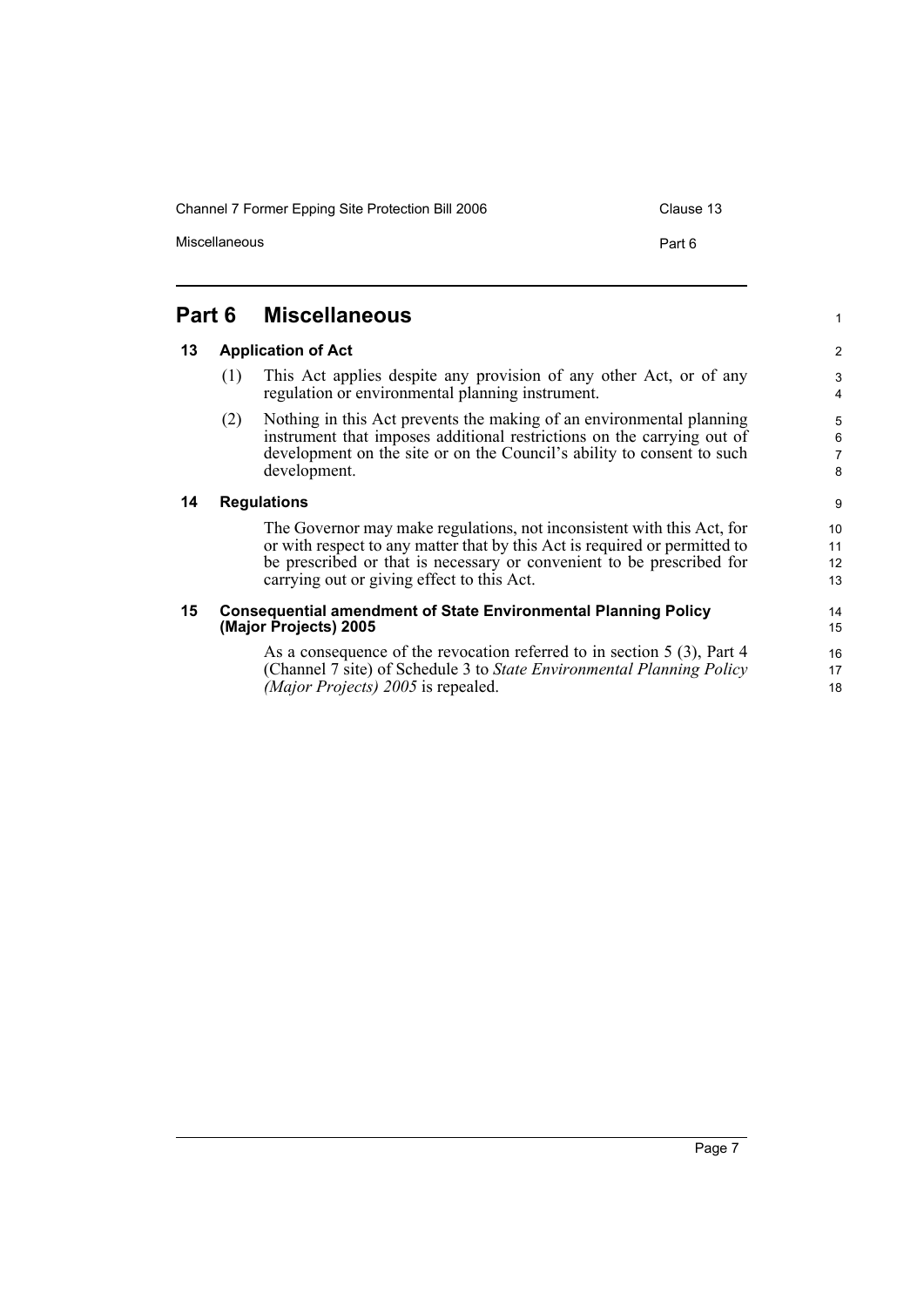# Part 6 Miscellaneous

## 13 Application of Act

(1) This Act applies despite any provision of any other Act, or of any regulation or environmental planning instrument.

(2) Nothing in this Act prevents the making of an environmental planning instrument that imposes additional restrictions on the carrying out of development on the site or on the Council's ability to consent to such development.

## 14 Regulations

The Governor may make regulations, not inconsistent with this Act, for or with respect to any matter that by this Act is required or permitted to be prescribed or that is necessary or convenient to be prescribed for carrying out or giving effect to this Act.

## 15 Consequential amendment of State Environmental Planning Policy (Major Projects) 2005

As a consequence of the revocation referred to in section 5 (3), Part 4 (Channel 7 site) of Schedule 3 to *State Environmental Planning Policy (Major Projects) 2005* is repealed.